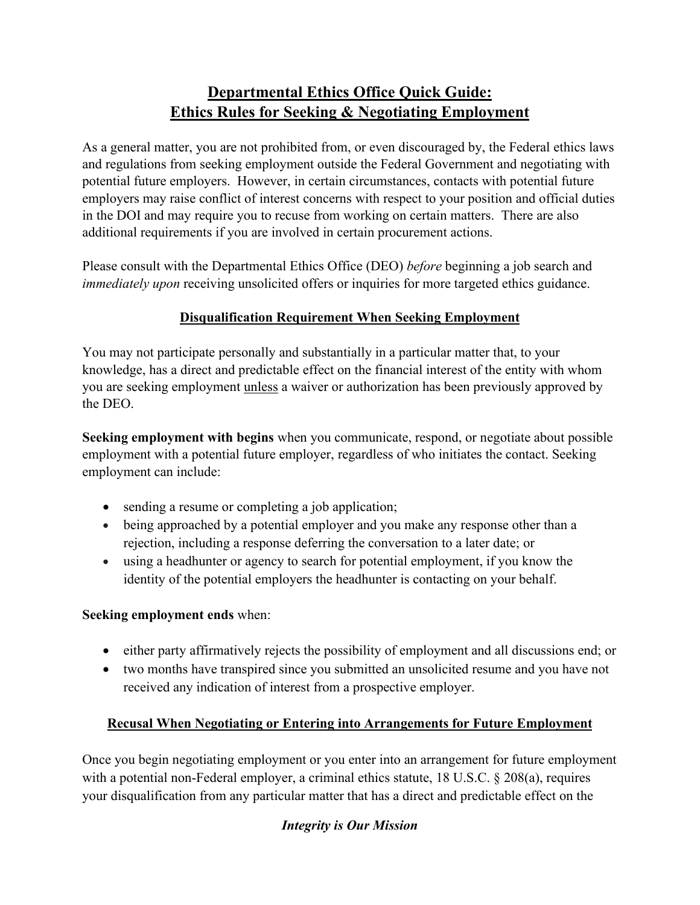# Departmental Ethics Office Quick Guide: Ethics Rules for Seeking & Negotiating Employment

As a general matter, you are not prohibited from, or even discouraged by, the Federal ethics laws and regulations from seeking employment outside the Federal Government and negotiating with potential future employers. However, in certain circumstances, contacts with potential future employers may raise conflict of interest concerns with respect to your position and official duties in the DOI and may require you to recuse from working on certain matters. There are also additional requirements if you are involved in certain procurement actions.

Please consult with the Departmental Ethics Office (DEO) *before* beginning a job search and *immediately upon* receiving unsolicited offers or inquiries for more targeted ethics guidance.

## Disqualification Requirement When Seeking Employment

You may not participate personally and substantially in a particular matter that, to your knowledge, has a direct and predictable effect on the financial interest of the entity with whom you are seeking employment unless a waiver or authorization has been previously approved by the DEO.

**Seeking employment with begins** when you communicate, respond, or negotiate about possible employment with a potential future employer, regardless of who initiates the contact. Seeking employment can include:

- sending a resume or completing a job application;
- being approached by a potential employer and you make any response other than a rejection, including a response deferring the conversation to a later date; or
- using a headhunter or agency to search for potential employment, if you know the identity of the potential employers the headhunter is contacting on your behalf.

**Seeking employment ends** when:

- either party affirmatively rejects the possibility of employment and all discussions end; or
- two months have transpired since you submitted an unsolicited resume and you have not received any indication of interest from a prospective employer.

## Recusal When Negotiating or Entering into Arrangements for Future Employment

Once you begin negotiating employment or you enter into an arrangement for future employment with a potential non-Federal employer, a criminal ethics statute, 18 U.S.C. § 208(a), requires your disqualification from any particular matter that has a direct and predictable effect on the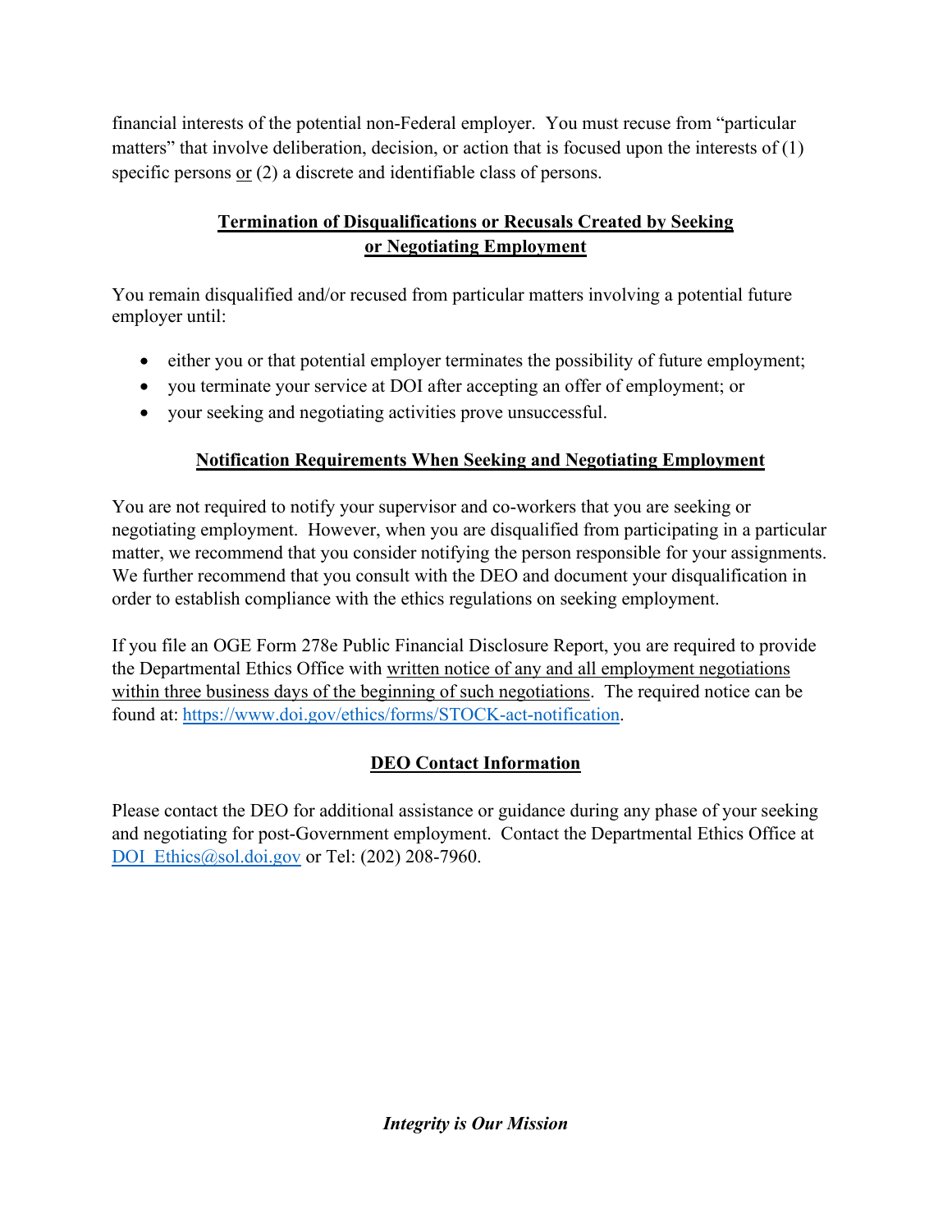financial interests of the potential non-Federal employer. You must recuse from "particular matters" that involve deliberation, decision, or action that is focused upon the interests of (1) specific persons or (2) a discrete and identifiable class of persons.

## Termination of Disqualifications or Recusals Created by Seeking or Negotiating Employment

You remain disqualified and/or recused from particular matters involving a potential future employer until:

- either you or that potential employer terminates the possibility of future employment;
- you terminate your service at DOI after accepting an offer of employment; or
- your seeking and negotiating activities prove unsuccessful.

## Notification Requirements When Seeking and Negotiating Employment

You are not required to notify your supervisor and co-workers that you are seeking or negotiating employment. However, when you are disqualified from participating in a particular matter, we recommend that you consider notifying the person responsible for your assignments. We further recommend that you consult with the DEO and document your disqualification in order to establish compliance with the ethics regulations on seeking employment.

If you file an OGE Form 278e Public Financial Disclosure Report, you are required to provide the Departmental Ethics Office with written notice of any and all employment negotiations within three business days of the beginning of such negotiations. The required notice can be found at: https://www.doi.gov/ethics/forms/STOCK-act-notification.

## DEO Contact Information

Please contact the DEO for additional assistance or guidance during any phase of your seeking and negotiating for post-Government employment. Contact the Departmental Ethics Office at DOI_Ethics@sol.doi.gov or Tel: (202) 208-7960.

***Integrity is Our Mission***